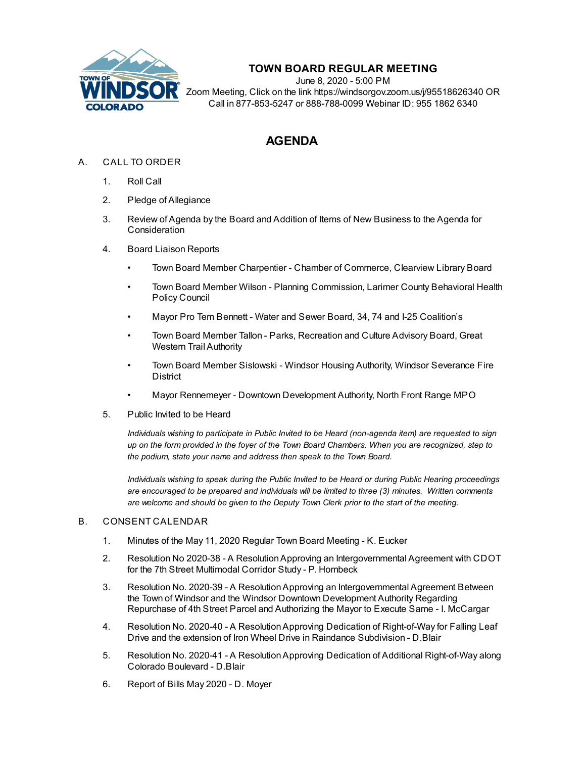# TOWN BOARD REGULAR MEETING

June 8, 2020 - 5:00 PM
Zoom Meeting, Click on the link https://windsorgov.zoom.us/j/95518626340 OR
Call in 877-853-5247 or 888-788-0099 Webinar ID: 955 1862 6340

## AGENDA

A. CALL TO ORDER

1. Roll Call
2. Pledge of Allegiance
3. Review of Agenda by the Board and Addition of Items of New Business to the Agenda for Consideration
4. Board Liaison Reports
   - Town Board Member Charpentier - Chamber of Commerce, Clearview Library Board
   - Town Board Member Wilson - Planning Commission, Larimer County Behavioral Health Policy Council
   - Mayor Pro Tem Bennett - Water and Sewer Board, 34, 74 and I-25 Coalition's
   - Town Board Member Tallon - Parks, Recreation and Culture Advisory Board, Great Western Trail Authority
   - Town Board Member Sislowski - Windsor Housing Authority, Windsor Severance Fire District
   - Mayor Rennemeyer - Downtown Development Authority, North Front Range MPO
5. Public Invited to be Heard

   *Individuals wishing to participate in Public Invited to be Heard (non-agenda item) are requested to sign up on the form provided in the foyer of the Town Board Chambers. When you are recognized, step to the podium, state your name and address then speak to the Town Board.*

   *Individuals wishing to speak during the Public Invited to be Heard or during Public Hearing proceedings are encouraged to be prepared and individuals will be limited to three (3) minutes. Written comments are welcome and should be given to the Deputy Town Clerk prior to the start of the meeting.*

B. CONSENT CALENDAR

1. Minutes of the May 11, 2020 Regular Town Board Meeting - K. Eucker
2. Resolution No 2020-38 - A Resolution Approving an Intergovernmental Agreement with CDOT for the 7th Street Multimodal Corridor Study - P. Hornbeck
3. Resolution No. 2020-39 - A Resolution Approving an Intergovernmental Agreement Between the Town of Windsor and the Windsor Downtown Development Authority Regarding Repurchase of 4th Street Parcel and Authorizing the Mayor to Execute Same - I. McCargar
4. Resolution No. 2020-40 - A Resolution Approving Dedication of Right-of-Way for Falling Leaf Drive and the extension of Iron Wheel Drive in Raindance Subdivision - D.Blair
5. Resolution No. 2020-41 - A Resolution Approving Dedication of Additional Right-of-Way along Colorado Boulevard - D.Blair
6. Report of Bills May 2020 - D. Moyer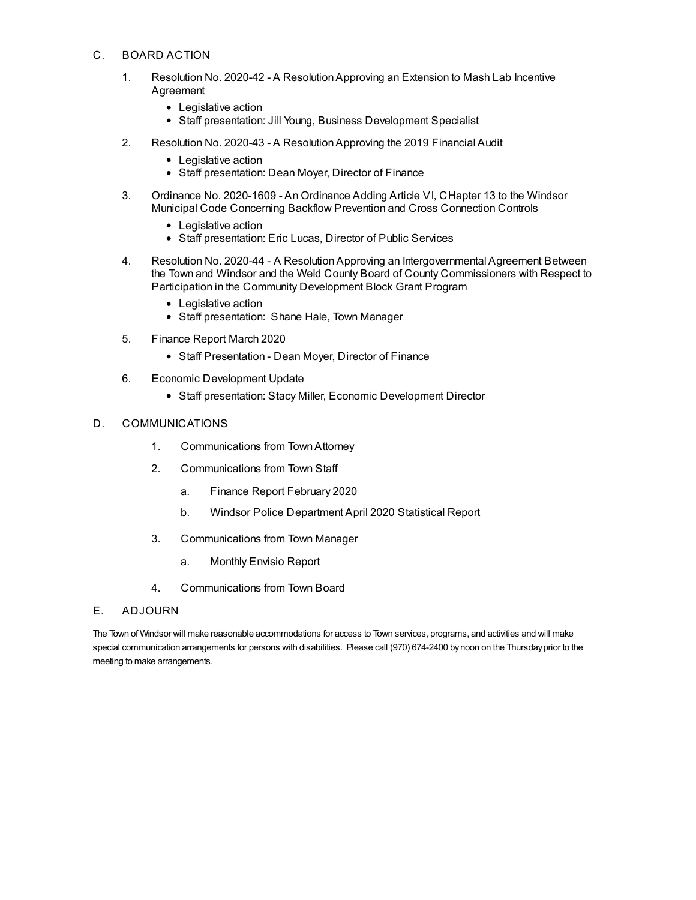## C. BOARD ACTION

1. Resolution No. 2020-42 - A Resolution Approving an Extension to Mash Lab Incentive Agreement
   - Legislative action
   - Staff presentation: Jill Young, Business Development Specialist

2. Resolution No. 2020-43 - A Resolution Approving the 2019 Financial Audit
   - Legislative action
   - Staff presentation: Dean Moyer, Director of Finance

3. Ordinance No. 2020-1609 - An Ordinance Adding Article VI, CHapter 13 to the Windsor Municipal Code Concerning Backflow Prevention and Cross Connection Controls
   - Legislative action
   - Staff presentation: Eric Lucas, Director of Public Services

4. Resolution No. 2020-44 - A Resolution Approving an Intergovernmental Agreement Between the Town and Windsor and the Weld County Board of County Commissioners with Respect to Participation in the Community Development Block Grant Program
   - Legislative action
   - Staff presentation: Shane Hale, Town Manager

5. Finance Report March 2020
   - Staff Presentation - Dean Moyer, Director of Finance

6. Economic Development Update
   - Staff presentation: Stacy Miller, Economic Development Director

## D. COMMUNICATIONS

1. Communications from Town Attorney
2. Communications from Town Staff
   a. Finance Report February 2020
   b. Windsor Police Department April 2020 Statistical Report
3. Communications from Town Manager
   a. Monthly Envisio Report
4. Communications from Town Board

## E. ADJOURN

The Town of Windsor will make reasonable accommodations for access to Town services, programs, and activities and will make special communication arrangements for persons with disabilities. Please call (970) 674-2400 by noon on the Thursday prior to the meeting to make arrangements.